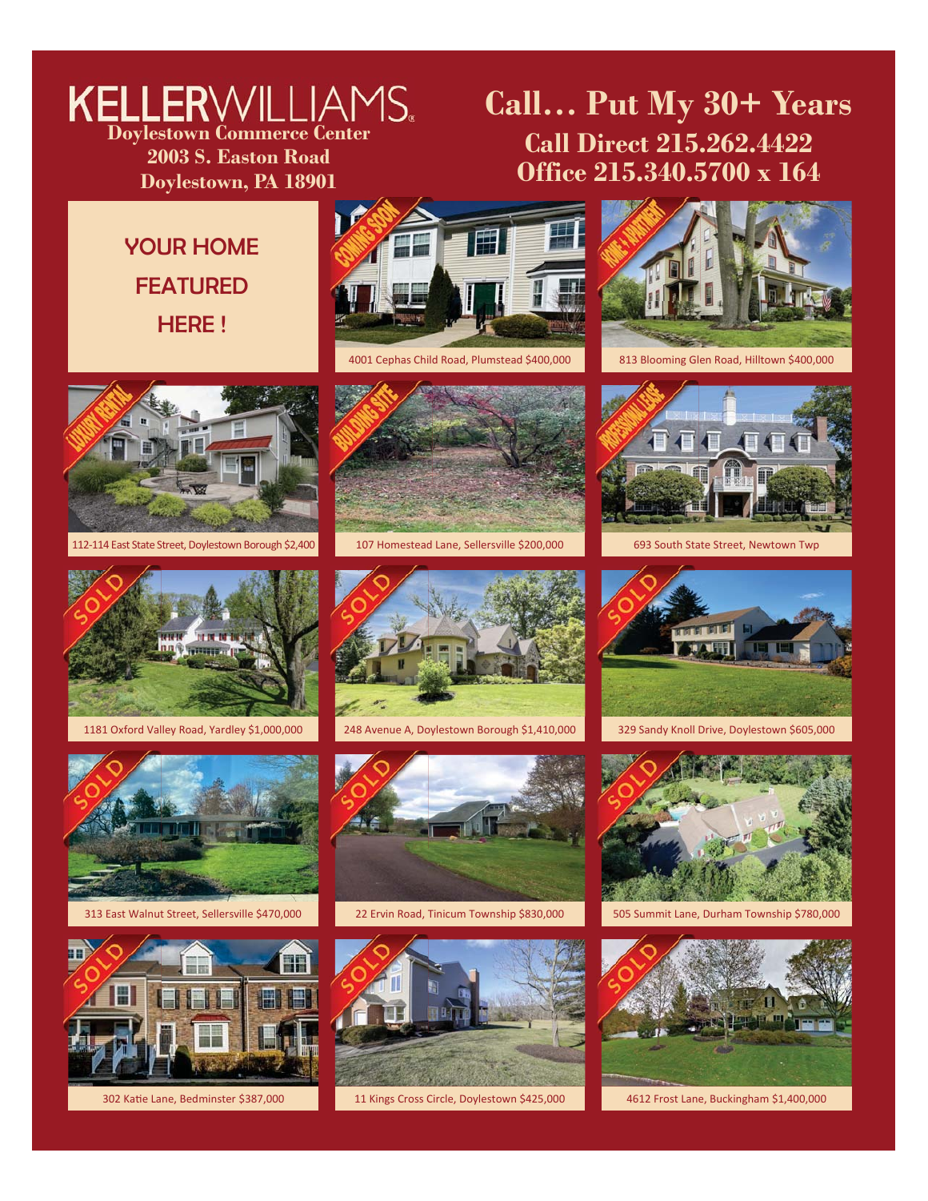# KELLERWILLIAMS.

**Doylestown Commerce Center**
**2003 S. Easton Road**
**Doylestown, PA 18901**

## Call… Put My 30+ Years

**Call Direct 215.262.4422**
**Office 215.340.5700 x 164**

## YOUR HOME FEATURED HERE !

COMING SOON
4001 Cephas Child Road, Plumstead $400,000

HOME + APARTMENT
813 Blooming Glen Road, Hilltown $400,000

LUXURY RENTAL
112-114 East State Street, Doylestown Borough $2,400

BUILDING SITE
107 Homestead Lane, Sellersville $200,000

PROFESSIONAL LEASE
693 South State Street, Newtown Twp

SOLD
1181 Oxford Valley Road, Yardley $1,000,000

SOLD
248 Avenue A, Doylestown Borough $1,410,000

SOLD
329 Sandy Knoll Drive, Doylestown $605,000

SOLD
313 East Walnut Street, Sellersville $470,000

SOLD
22 Ervin Road, Tinicum Township $830,000

SOLD
505 Summit Lane, Durham Township $780,000

SOLD
302 Katie Lane, Bedminster $387,000

SOLD
11 Kings Cross Circle, Doylestown $425,000

SOLD
4612 Frost Lane, Buckingham $1,400,000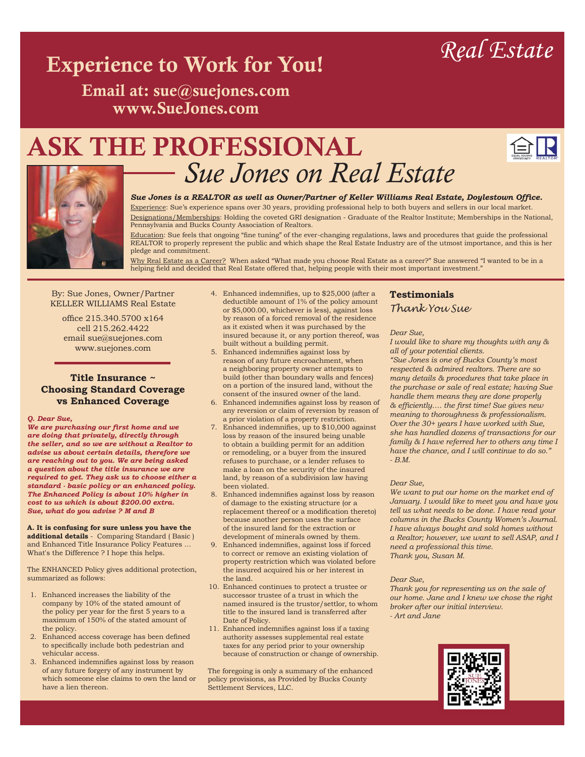# Experience to Work for You!

**Email at: sue@suejones.com**
**www.SueJones.com**

*Real Estate*

# ASK THE PROFESSIONAL

## *Sue Jones on Real Estate*

***Sue Jones is a REALTOR as well as Owner/Partner of Keller Williams Real Estate, Doylestown Office.***

Experience: Sue's experience spans over 30 years, providing professional help to both buyers and sellers in our local market.

Designations/Memberships: Holding the coveted GRI designation - Graduate of the Realtor Institute; Memberships in the National, Pennsylvania and Bucks County Association of Realtors.

Education: Sue feels that ongoing "fine tuning" of the ever-changing regulations, laws and procedures that guide the professional REALTOR to properly represent the public and which shape the Real Estate Industry are of the utmost importance, and this is her pledge and commitment.

Why Real Estate as a Career? When asked "What made you choose Real Estate as a career?" Sue answered "I wanted to be in a helping field and decided that Real Estate offered that, helping people with their most important investment."

By: Sue Jones, Owner/Partner
KELLER WILLIAMS Real Estate

office 215.340.5700 x164
cell 215.262.4422
email sue@suejones.com
www.suejones.com

### Title Insurance ~ Choosing Standard Coverage vs Enhanced Coverage

***Q. Dear Sue,***
***We are purchasing our first home and we are doing that privately, directly through the seller, and so we are without a Realtor to advise us about certain details, therefore we are reaching out to you. We are being asked a question about the title insurance we are required to get. They ask us to choose either a standard - basic policy or an enhanced policy. The Enhanced Policy is about 10% higher in cost to us which is about $200.00 extra. Sue, what do you advise ? M and B***

**A. It is confusing for sure unless you have the additional details** - Comparing Standard ( Basic ) and Enhanced Title Insurance Policy Features … What's the Difference ? I hope this helps.

The ENHANCED Policy gives additional protection, summarized as follows:

1. Enhanced increases the liability of the company by 10% of the stated amount of the policy per year for the first 5 years to a maximum of 150% of the stated amount of the policy.
2. Enhanced access coverage has been defined to specifically include both pedestrian and vehicular access.
3. Enhanced indemnifies against loss by reason of any future forgery of any instrument by which someone else claims to own the land or have a lien thereon.
4. Enhanced indemnifies, up to $25,000 (after a deductible amount of 1% of the policy amount or $5,000.00, whichever is less), against loss by reason of a forced removal of the residence as it existed when it was purchased by the insured because it, or any portion thereof, was built without a building permit.
5. Enhanced indemnifies against loss by reason of any future encroachment, when a neighboring property owner attempts to build (other than boundary walls and fences) on a portion of the insured land, without the consent of the insured owner of the land.
6. Enhanced indemnifies against loss by reason of any reversion or claim of reversion by reason of a prior violation of a property restriction.
7. Enhanced indemnifies, up to $10,000 against loss by reason of the insured being unable to obtain a building permit for an addition or remodeling, or a buyer from the insured refuses to purchase, or a lender refuses to make a loan on the security of the insured land, by reason of a subdivision law having been violated.
8. Enhanced indemnifies against loss by reason of damage to the existing structure (or a replacement thereof or a modification thereto) because another person uses the surface of the insured land for the extraction or development of minerals owned by them.
9. Enhanced indemnifies, against loss if forced to correct or remove an existing violation of property restriction which was violated before the insured acquired his or her interest in the land.
10. Enhanced continues to protect a trustee or successor trustee of a trust in which the named insured is the trustor/settlor, to whom title to the insured land is transferred after Date of Policy.
11. Enhanced indemnifies against loss if a taxing authority assesses supplemental real estate taxes for any period prior to your ownership because of construction or change of ownership.

The foregoing is only a summary of the enhanced policy provisions, as Provided by Bucks County Settlement Services, LLC.

### Testimonials

*Thank You Sue*

*Dear Sue,*
*I would like to share my thoughts with any & all of your potential clients.*
*"Sue Jones is one of Bucks County's most respected & admired realtors. There are so many details & procedures that take place in the purchase or sale of real estate; having Sue handle them means they are done properly & efficiently…. the first time! Sue gives new meaning to thoroughness & professionalism. Over the 30+ years I have worked with Sue, she has handled dozens of transactions for our family & I have referred her to others any time I have the chance, and I will continue to do so."*
*- B.M.*

*Dear Sue,*
*We want to put our home on the market end of January. I would like to meet you and have you tell us what needs to be done. I have read your columns in the Bucks County Women's Journal. I have always bought and sold homes without a Realtor; however, we want to sell ASAP, and I need a professional this time.*
*Thank you, Susan M.*

*Dear Sue,*
*Thank you for representing us on the sale of our home. Jane and I knew we chose the right broker after our initial interview.*
*- Art and Jane*